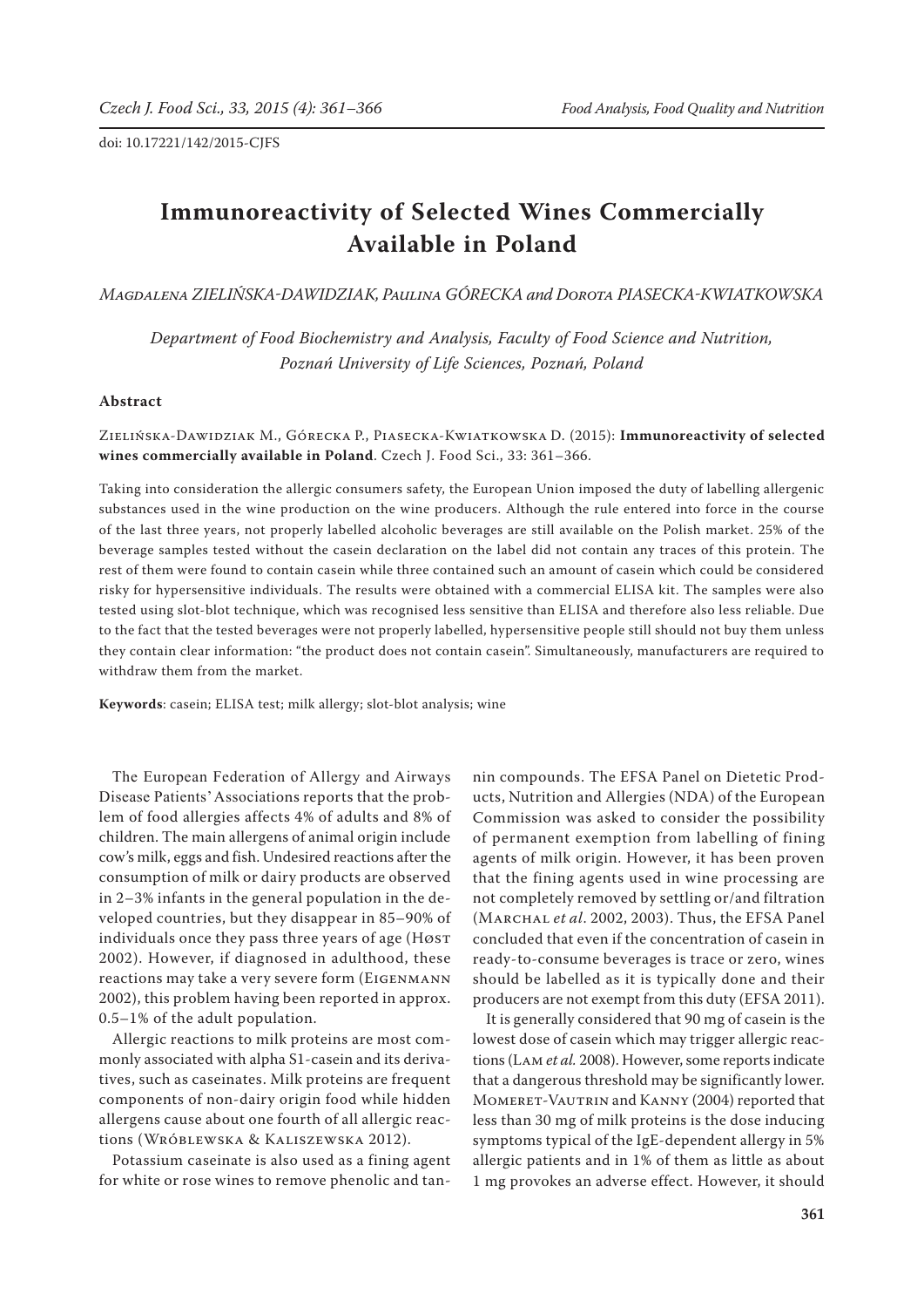doi: 10.17221/142/2015-CJFS

# Immunoreactivity of Selected Wines Commercially Available in Poland

*Magdalena ZIELIŃSKA-DAWIDZIAK, Paulina GÓRECKA and Dorota PIASECKA-KWIATKOWSKA*

*Department of Food Biochemistry and Analysis, Faculty of Food Science and Nutrition, Poznań University of Life Sciences, Poznań, Poland*

## Abstract

Zielińska-Dawidziak M., Górecka P., Piasecka-Kwiatkowska D. (2015): **Immunoreactivity of selected wines commercially available in Poland**. Czech J. Food Sci., 33: 361–366.

Taking into consideration the allergic consumers safety, the European Union imposed the duty of labelling allergenic substances used in the wine production on the wine producers. Although the rule entered into force in the course of the last three years, not properly labelled alcoholic beverages are still available on the Polish market. 25% of the beverage samples tested without the casein declaration on the label did not contain any traces of this protein. The rest of them were found to contain casein while three contained such an amount of casein which could be considered risky for hypersensitive individuals. The results were obtained with a commercial ELISA kit. The samples were also tested using slot-blot technique, which was recognised less sensitive than ELISA and therefore also less reliable. Due to the fact that the tested beverages were not properly labelled, hypersensitive people still should not buy them unless they contain clear information: "the product does not contain casein". Simultaneously, manufacturers are required to withdraw them from the market.

**Keywords**: casein; ELISA test; milk allergy; slot-blot analysis; wine

The European Federation of Allergy and Airways Disease Patients' Associations reports that the problem of food allergies affects 4% of adults and 8% of children. The main allergens of animal origin include cow's milk, eggs and fish. Undesired reactions after the consumption of milk or dairy products are observed in 2–3% infants in the general population in the developed countries, but they disappear in 85–90% of individuals once they pass three years of age (Høst 2002). However, if diagnosed in adulthood, these reactions may take a very severe form (Eigenmann 2002), this problem having been reported in approx. 0.5–1% of the adult population.

Allergic reactions to milk proteins are most commonly associated with alpha S1-casein and its derivatives, such as caseinates. Milk proteins are frequent components of non-dairy origin food while hidden allergens cause about one fourth of all allergic reactions (Wróblewska & Kaliszewska 2012).

Potassium caseinate is also used as a fining agent for white or rose wines to remove phenolic and tannin compounds. The EFSA Panel on Dietetic Products, Nutrition and Allergies (NDA) of the European Commission was asked to consider the possibility of permanent exemption from labelling of fining agents of milk origin. However, it has been proven that the fining agents used in wine processing are not completely removed by settling or/and filtration (Marchal *et al.* 2002, 2003). Thus, the EFSA Panel concluded that even if the concentration of casein in ready-to-consume beverages is trace or zero, wines should be labelled as it is typically done and their producers are not exempt from this duty (EFSA 2011).

It is generally considered that 90 mg of casein is the lowest dose of casein which may trigger allergic reactions (Lam *et al.* 2008). However, some reports indicate that a dangerous threshold may be significantly lower. Momeret-Vautrin and Kanny (2004) reported that less than 30 mg of milk proteins is the dose inducing symptoms typical of the IgE-dependent allergy in 5% allergic patients and in 1% of them as little as about 1 mg provokes an adverse effect. However, it should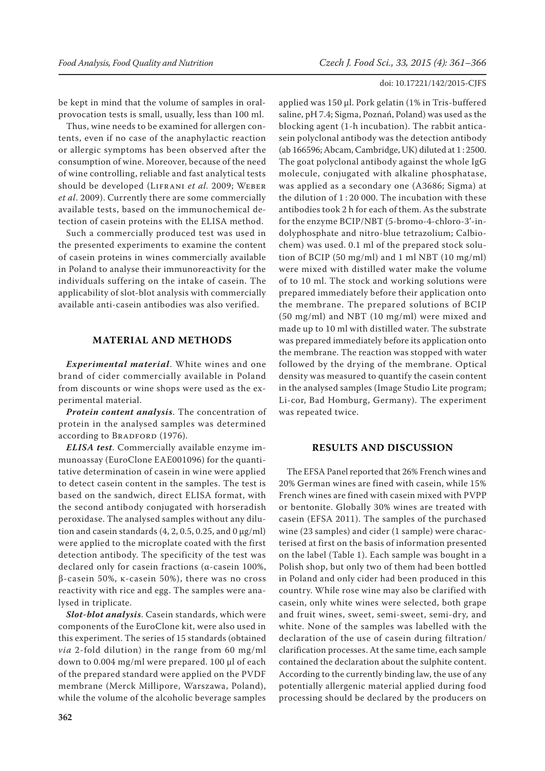be kept in mind that the volume of samples in oral-provocation tests is small, usually, less than 100 ml.

Thus, wine needs to be examined for allergen contents, even if no case of the anaphylactic reaction or allergic symptoms has been observed after the consumption of wine. Moreover, because of the need of wine controlling, reliable and fast analytical tests should be developed (Lifrani *et al.* 2009; Weber *et al*. 2009). Currently there are some commercially available tests, based on the immunochemical detection of casein proteins with the ELISA method.

Such a commercially produced test was used in the presented experiments to examine the content of casein proteins in wines commercially available in Poland to analyse their immunoreactivity for the individuals suffering on the intake of casein. The applicability of slot-blot analysis with commercially available anti-casein antibodies was also verified.

## MATERIAL AND METHODS

***Experimental material***. White wines and one brand of cider commercially available in Poland from discounts or wine shops were used as the experimental material.

***Protein content analysis***. The concentration of protein in the analysed samples was determined according to Bradford (1976).

***ELISA test***. Commercially available enzyme immunoassay (EuroClone EAE001096) for the quantitative determination of casein in wine were applied to detect casein content in the samples. The test is based on the sandwich, direct ELISA format, with the second antibody conjugated with horseradish peroxidase. The analysed samples without any dilution and casein standards (4, 2, 0.5, 0.25, and 0 μg/ml) were applied to the microplate coated with the first detection antibody. The specificity of the test was declared only for casein fractions (α-casein 100%, β-casein 50%, κ-casein 50%), there was no cross reactivity with rice and egg. The samples were analysed in triplicate.

***Slot-blot analysis***. Casein standards, which were components of the EuroClone kit, were also used in this experiment. The series of 15 standards (obtained *via* 2-fold dilution) in the range from 60 mg/ml down to 0.004 mg/ml were prepared. 100 μl of each of the prepared standard were applied on the PVDF membrane (Merck Millipore, Warszawa, Poland), while the volume of the alcoholic beverage samples applied was 150 μl. Pork gelatin (1% in Tris-buffered saline, pH 7.4; Sigma, Poznań, Poland) was used as the blocking agent (1-h incubation). The rabbit anticasein polyclonal antibody was the detection antibody (ab 166596; Abcam, Cambridge, UK) diluted at 1 : 2500. The goat polyclonal antibody against the whole IgG molecule, conjugated with alkaline phosphatase, was applied as a secondary one (A3686; Sigma) at the dilution of 1 : 20 000. The incubation with these antibodies took 2 h for each of them. As the substrate for the enzyme BCIP/NBT (5-bromo-4-chloro-3'-indolyphosphate and nitro-blue tetrazolium; Calbiochem) was used. 0.1 ml of the prepared stock solution of BCIP (50 mg/ml) and 1 ml NBT (10 mg/ml) were mixed with distilled water make the volume of to 10 ml. The stock and working solutions were prepared immediately before their application onto the membrane. The prepared solutions of BCIP (50 mg/ml) and NBT (10 mg/ml) were mixed and made up to 10 ml with distilled water. The substrate was prepared immediately before its application onto the membrane. The reaction was stopped with water followed by the drying of the membrane. Optical density was measured to quantify the casein content in the analysed samples (Image Studio Lite program; Li-cor, Bad Homburg, Germany). The experiment was repeated twice.

## RESULTS AND DISCUSSION

The EFSA Panel reported that 26% French wines and 20% German wines are fined with casein, while 15% French wines are fined with casein mixed with PVPP or bentonite. Globally 30% wines are treated with casein (EFSA 2011). The samples of the purchased wine (23 samples) and cider (1 sample) were characterised at first on the basis of information presented on the label (Table 1). Each sample was bought in a Polish shop, but only two of them had been bottled in Poland and only cider had been produced in this country. While rose wine may also be clarified with casein, only white wines were selected, both grape and fruit wines, sweet, semi-sweet, semi-dry, and white. None of the samples was labelled with the declaration of the use of casein during filtration/clarification processes. At the same time, each sample contained the declaration about the sulphite content. According to the currently binding law, the use of any potentially allergenic material applied during food processing should be declared by the producers on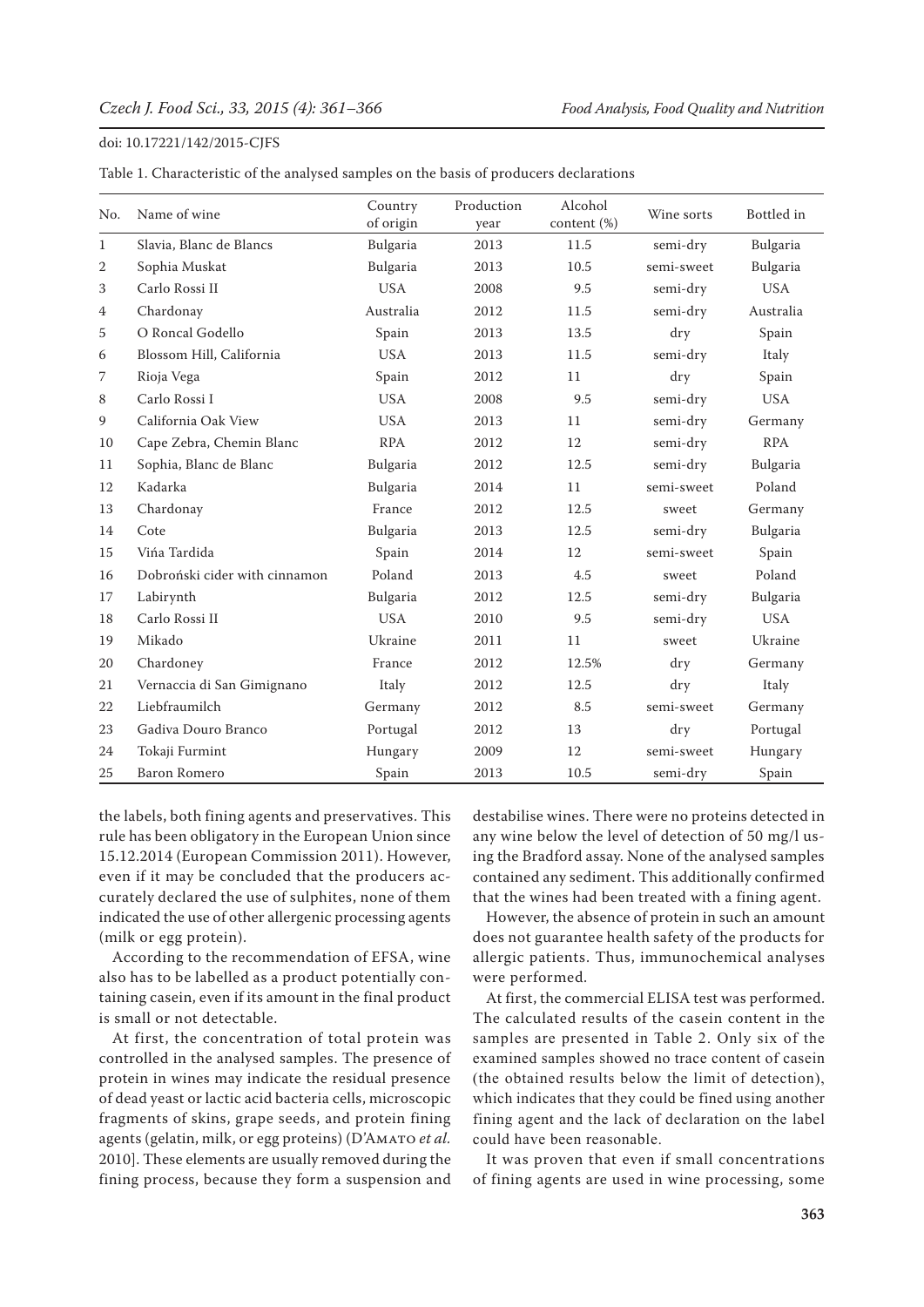Table 1. Characteristic of the analysed samples on the basis of producers declarations

| No. | Name of wine | Country of origin | Production year | Alcohol content (%) | Wine sorts | Bottled in |
|---|---|---|---|---|---|---|
| 1 | Slavia, Blanc de Blancs | Bulgaria | 2013 | 11.5 | semi-dry | Bulgaria |
| 2 | Sophia Muskat | Bulgaria | 2013 | 10.5 | semi-sweet | Bulgaria |
| 3 | Carlo Rossi II | USA | 2008 | 9.5 | semi-dry | USA |
| 4 | Chardonay | Australia | 2012 | 11.5 | semi-dry | Australia |
| 5 | O Roncal Godello | Spain | 2013 | 13.5 | dry | Spain |
| 6 | Blossom Hill, California | USA | 2013 | 11.5 | semi-dry | Italy |
| 7 | Rioja Vega | Spain | 2012 | 11 | dry | Spain |
| 8 | Carlo Rossi I | USA | 2008 | 9.5 | semi-dry | USA |
| 9 | California Oak View | USA | 2013 | 11 | semi-dry | Germany |
| 10 | Cape Zebra, Chemin Blanc | RPA | 2012 | 12 | semi-dry | RPA |
| 11 | Sophia, Blanc de Blanc | Bulgaria | 2012 | 12.5 | semi-dry | Bulgaria |
| 12 | Kadarka | Bulgaria | 2014 | 11 | semi-sweet | Poland |
| 13 | Chardonay | France | 2012 | 12.5 | sweet | Germany |
| 14 | Cote | Bulgaria | 2013 | 12.5 | semi-dry | Bulgaria |
| 15 | Vińa Tardida | Spain | 2014 | 12 | semi-sweet | Spain |
| 16 | Dobroński cider with cinnamon | Poland | 2013 | 4.5 | sweet | Poland |
| 17 | Labirynth | Bulgaria | 2012 | 12.5 | semi-dry | Bulgaria |
| 18 | Carlo Rossi II | USA | 2010 | 9.5 | semi-dry | USA |
| 19 | Mikado | Ukraine | 2011 | 11 | sweet | Ukraine |
| 20 | Chardoney | France | 2012 | 12.5% | dry | Germany |
| 21 | Vernaccia di San Gimignano | Italy | 2012 | 12.5 | dry | Italy |
| 22 | Liebfraumilch | Germany | 2012 | 8.5 | semi-sweet | Germany |
| 23 | Gadiva Douro Branco | Portugal | 2012 | 13 | dry | Portugal |
| 24 | Tokaji Furmint | Hungary | 2009 | 12 | semi-sweet | Hungary |
| 25 | Baron Romero | Spain | 2013 | 10.5 | semi-dry | Spain |

the labels, both fining agents and preservatives. This rule has been obligatory in the European Union since 15.12.2014 (European Commission 2011). However, even if it may be concluded that the producers accurately declared the use of sulphites, none of them indicated the use of other allergenic processing agents (milk or egg protein).

According to the recommendation of EFSA, wine also has to be labelled as a product potentially containing casein, even if its amount in the final product is small or not detectable.

At first, the concentration of total protein was controlled in the analysed samples. The presence of protein in wines may indicate the residual presence of dead yeast or lactic acid bacteria cells, microscopic fragments of skins, grape seeds, and protein fining agents (gelatin, milk, or egg proteins) (D'Amato *et al.* 2010]. These elements are usually removed during the fining process, because they form a suspension and destabilise wines. There were no proteins detected in any wine below the level of detection of 50 mg/l using the Bradford assay. None of the analysed samples contained any sediment. This additionally confirmed that the wines had been treated with a fining agent.

However, the absence of protein in such an amount does not guarantee health safety of the products for allergic patients. Thus, immunochemical analyses were performed.

At first, the commercial ELISA test was performed. The calculated results of the casein content in the samples are presented in Table 2. Only six of the examined samples showed no trace content of casein (the obtained results below the limit of detection), which indicates that they could be fined using another fining agent and the lack of declaration on the label could have been reasonable.

It was proven that even if small concentrations of fining agents are used in wine processing, some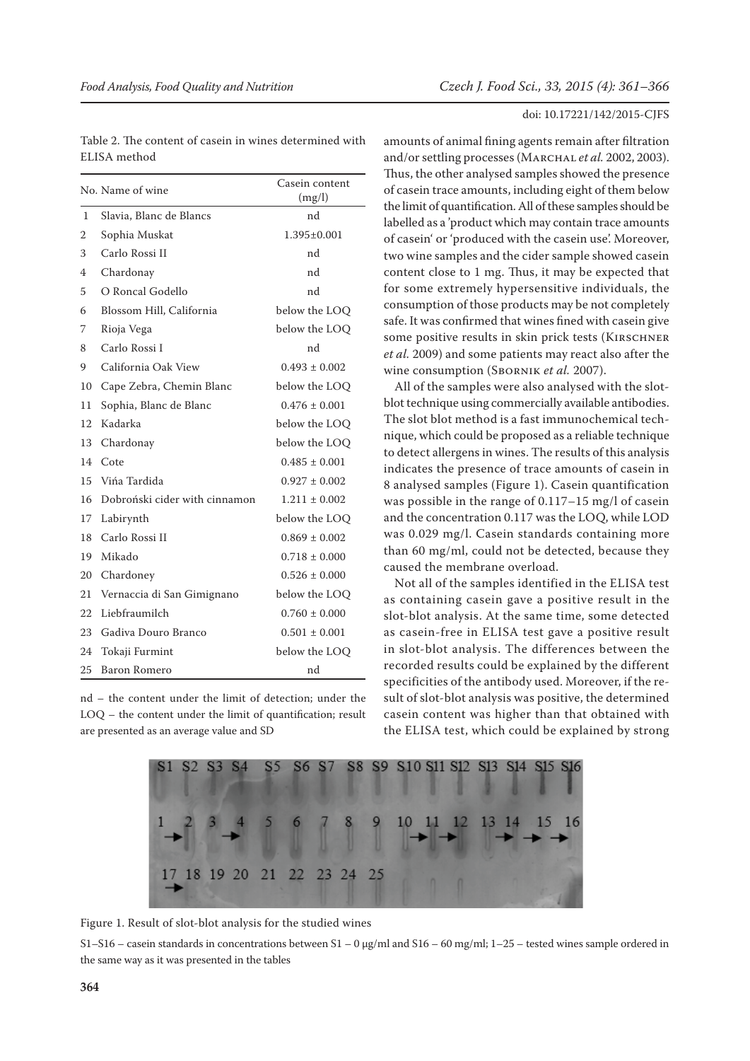Table 2. The content of casein in wines determined with ELISA method

| No. | Name of wine | Casein content (mg/l) |
|---|---|---|
| 1 | Slavia, Blanc de Blancs | nd |
| 2 | Sophia Muskat | 1.395±0.001 |
| 3 | Carlo Rossi II | nd |
| 4 | Chardonay | nd |
| 5 | O Roncal Godello | nd |
| 6 | Blossom Hill, California | below the LOQ |
| 7 | Rioja Vega | below the LOQ |
| 8 | Carlo Rossi I | nd |
| 9 | California Oak View | 0.493 ± 0.002 |
| 10 | Cape Zebra, Chemin Blanc | below the LOQ |
| 11 | Sophia, Blanc de Blanc | 0.476 ± 0.001 |
| 12 | Kadarka | below the LOQ |
| 13 | Chardonay | below the LOQ |
| 14 | Cote | 0.485 ± 0.001 |
| 15 | Vińa Tardida | 0.927 ± 0.002 |
| 16 | Dobroński cider with cinnamon | 1.211 ± 0.002 |
| 17 | Labirynth | below the LOQ |
| 18 | Carlo Rossi II | 0.869 ± 0.002 |
| 19 | Mikado | 0.718 ± 0.000 |
| 20 | Chardoney | 0.526 ± 0.000 |
| 21 | Vernaccia di San Gimignano | below the LOQ |
| 22 | Liebfraumilch | 0.760 ± 0.000 |
| 23 | Gadiva Douro Branco | 0.501 ± 0.001 |
| 24 | Tokaji Furmint | below the LOQ |
| 25 | Baron Romero | nd |

nd – the content under the limit of detection; under the LOQ – the content under the limit of quantification; result are presented as an average value and SD

amounts of animal fining agents remain after filtration and/or settling processes (Marchal *et al.* 2002, 2003). Thus, the other analysed samples showed the presence of casein trace amounts, including eight of them below the limit of quantification. All of these samples should be labelled as a 'product which may contain trace amounts of casein' or 'produced with the casein use'. Moreover, two wine samples and the cider sample showed casein content close to 1 mg. Thus, it may be expected that for some extremely hypersensitive individuals, the consumption of those products may be not completely safe. It was confirmed that wines fined with casein give some positive results in skin prick tests (Kirschner *et al.* 2009) and some patients may react also after the wine consumption (Sbornik *et al.* 2007).

All of the samples were also analysed with the slot-blot technique using commercially available antibodies. The slot blot method is a fast immunochemical technique, which could be proposed as a reliable technique to detect allergens in wines. The results of this analysis indicates the presence of trace amounts of casein in 8 analysed samples (Figure 1). Casein quantification was possible in the range of 0.117–15 mg/l of casein and the concentration 0.117 was the LOQ, while LOD was 0.029 mg/l. Casein standards containing more than 60 mg/ml, could not be detected, because they caused the membrane overload.

Not all of the samples identified in the ELISA test as containing casein gave a positive result in the slot-blot analysis. At the same time, some detected as casein-free in ELISA test gave a positive result in slot-blot analysis. The differences between the recorded results could be explained by the different specificities of the antibody used. Moreover, if the result of slot-blot analysis was positive, the determined casein content was higher than that obtained with the ELISA test, which could be explained by strong

Figure 1. Result of slot-blot analysis for the studied wines

S1–S16 – casein standards in concentrations between S1 – 0 μg/ml and S16 – 60 mg/ml; 1–25 – tested wines sample ordered in the same way as it was presented in the tables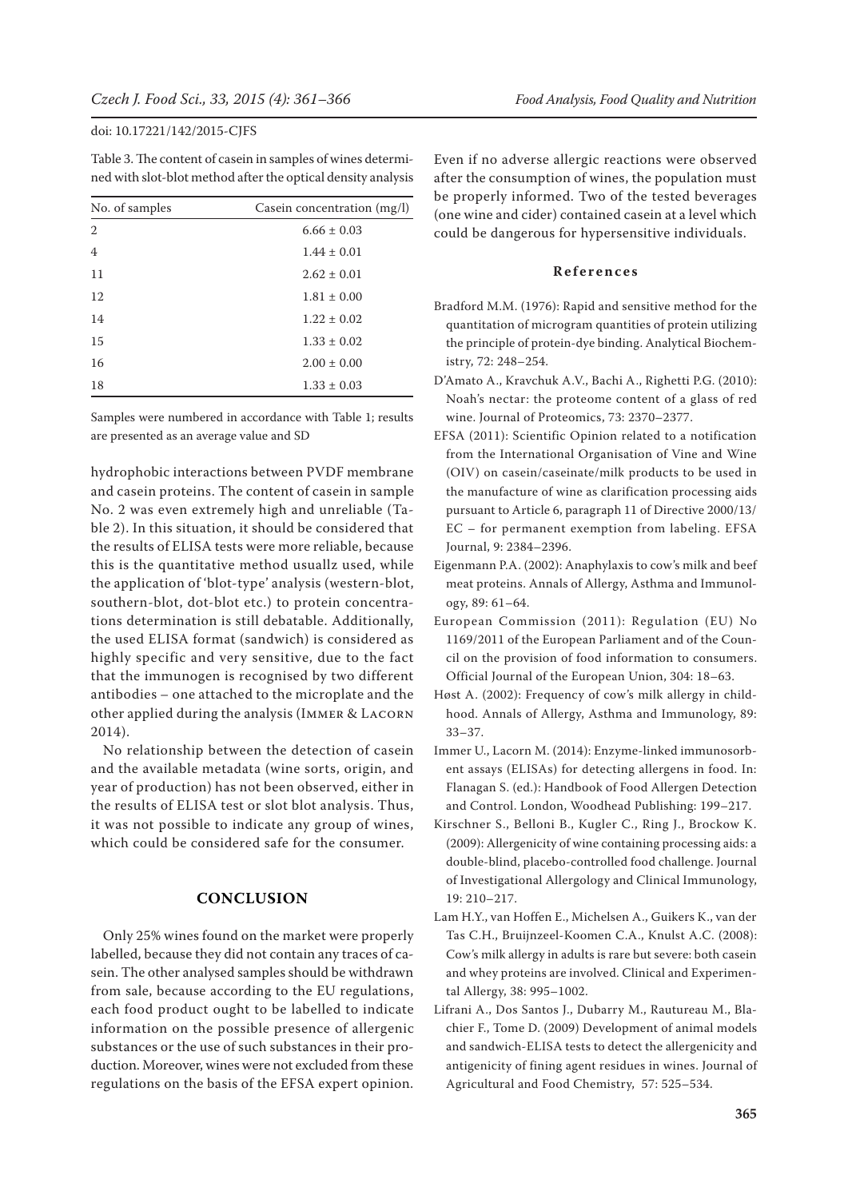Table 3. The content of casein in samples of wines determined with slot-blot method after the optical density analysis

| No. of samples | Casein concentration (mg/l) |
|---|---|
| 2 | 6.66 ± 0.03 |
| 4 | 1.44 ± 0.01 |
| 11 | 2.62 ± 0.01 |
| 12 | 1.81 ± 0.00 |
| 14 | 1.22 ± 0.02 |
| 15 | 1.33 ± 0.02 |
| 16 | 2.00 ± 0.00 |
| 18 | 1.33 ± 0.03 |

Samples were numbered in accordance with Table 1; results are presented as an average value and SD

hydrophobic interactions between PVDF membrane and casein proteins. The content of casein in sample No. 2 was even extremely high and unreliable (Table 2). In this situation, it should be considered that the results of ELISA tests were more reliable, because this is the quantitative method usuallz used, while the application of 'blot-type' analysis (western-blot, southern-blot, dot-blot etc.) to protein concentrations determination is still debatable. Additionally, the used ELISA format (sandwich) is considered as highly specific and very sensitive, due to the fact that the immunogen is recognised by two different antibodies – one attached to the microplate and the other applied during the analysis (Immer & Lacorn 2014).

No relationship between the detection of casein and the available metadata (wine sorts, origin, and year of production) has not been observed, either in the results of ELISA test or slot blot analysis. Thus, it was not possible to indicate any group of wines, which could be considered safe for the consumer.

## CONCLUSION

Only 25% wines found on the market were properly labelled, because they did not contain any traces of casein. The other analysed samples should be withdrawn from sale, because according to the EU regulations, each food product ought to be labelled to indicate information on the possible presence of allergenic substances or the use of such substances in their production. Moreover, wines were not excluded from these regulations on the basis of the EFSA expert opinion. Even if no adverse allergic reactions were observed after the consumption of wines, the population must be properly informed. Two of the tested beverages (one wine and cider) contained casein at a level which could be dangerous for hypersensitive individuals.

## References

Bradford M.M. (1976): Rapid and sensitive method for the quantitation of microgram quantities of protein utilizing the principle of protein-dye binding. Analytical Biochemistry, 72: 248–254.

D'Amato A., Kravchuk A.V., Bachi A., Righetti P.G. (2010): Noah's nectar: the proteome content of a glass of red wine. Journal of Proteomics, 73: 2370–2377.

EFSA (2011): Scientific Opinion related to a notification from the International Organisation of Vine and Wine (OIV) on casein/caseinate/milk products to be used in the manufacture of wine as clarification processing aids pursuant to Article 6, paragraph 11 of Directive 2000/13/EC – for permanent exemption from labeling. EFSA Journal, 9: 2384–2396.

Eigenmann P.A. (2002): Anaphylaxis to cow's milk and beef meat proteins. Annals of Allergy, Asthma and Immunology, 89: 61–64.

European Commission (2011): Regulation (EU) No 1169/2011 of the European Parliament and of the Council on the provision of food information to consumers. Official Journal of the European Union, 304: 18–63.

Høst A. (2002): Frequency of cow's milk allergy in childhood. Annals of Allergy, Asthma and Immunology, 89: 33–37.

Immer U., Lacorn M. (2014): Enzyme-linked immunosorbent assays (ELISAs) for detecting allergens in food. In: Flanagan S. (ed.): Handbook of Food Allergen Detection and Control. London, Woodhead Publishing: 199–217.

Kirschner S., Belloni B., Kugler C., Ring J., Brockow K. (2009): Allergenicity of wine containing processing aids: a double-blind, placebo-controlled food challenge. Journal of Investigational Allergology and Clinical Immunology, 19: 210–217.

Lam H.Y., van Hoffen E., Michelsen A., Guikers K., van der Tas C.H., Bruijnzeel-Koomen C.A., Knulst A.C. (2008): Cow's milk allergy in adults is rare but severe: both casein and whey proteins are involved. Clinical and Experimental Allergy, 38: 995–1002.

Lifrani A., Dos Santos J., Dubarry M., Rautureau M., Blachier F., Tome D. (2009) Development of animal models and sandwich-ELISA tests to detect the allergenicity and antigenicity of fining agent residues in wines. Journal of Agricultural and Food Chemistry, 57: 525–534.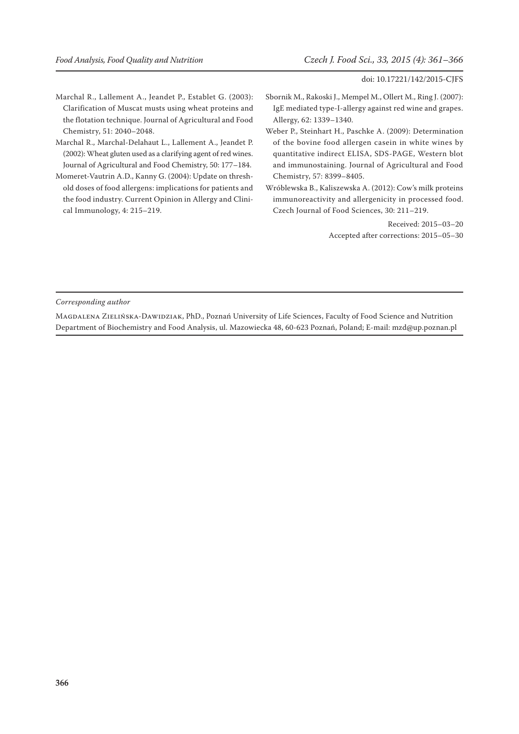Marchal R., Lallement A., Jeandet P., Establet G. (2003): Clarification of Muscat musts using wheat proteins and the flotation technique. Journal of Agricultural and Food Chemistry, 51: 2040–2048.

Marchal R., Marchal-Delahaut L., Lallement A., Jeandet P. (2002): Wheat gluten used as a clarifying agent of red wines. Journal of Agricultural and Food Chemistry, 50: 177–184.

Momeret-Vautrin A.D., Kanny G. (2004): Update on threshold doses of food allergens: implications for patients and the food industry. Current Opinion in Allergy and Clinical Immunology, 4: 215–219.

Sbornik M., Rakoski J., Mempel M., Ollert M., Ring J. (2007): IgE mediated type-I-allergy against red wine and grapes. Allergy, 62: 1339–1340.

Weber P., Steinhart H., Paschke A. (2009): Determination of the bovine food allergen casein in white wines by quantitative indirect ELISA, SDS-PAGE, Western blot and immunostaining. Journal of Agricultural and Food Chemistry, 57: 8399–8405.

Wróblewska B., Kaliszewska A. (2012): Cow's milk proteins immunoreactivity and allergenicity in processed food. Czech Journal of Food Sciences, 30: 211–219.

Received: 2015–03–20
Accepted after corrections: 2015–05–30

*Corresponding author*

Magdalena Zielińska-Dawidziak, PhD., Poznań University of Life Sciences, Faculty of Food Science and Nutrition Department of Biochemistry and Food Analysis, ul. Mazowiecka 48, 60-623 Poznań, Poland; E-mail: mzd@up.poznan.pl